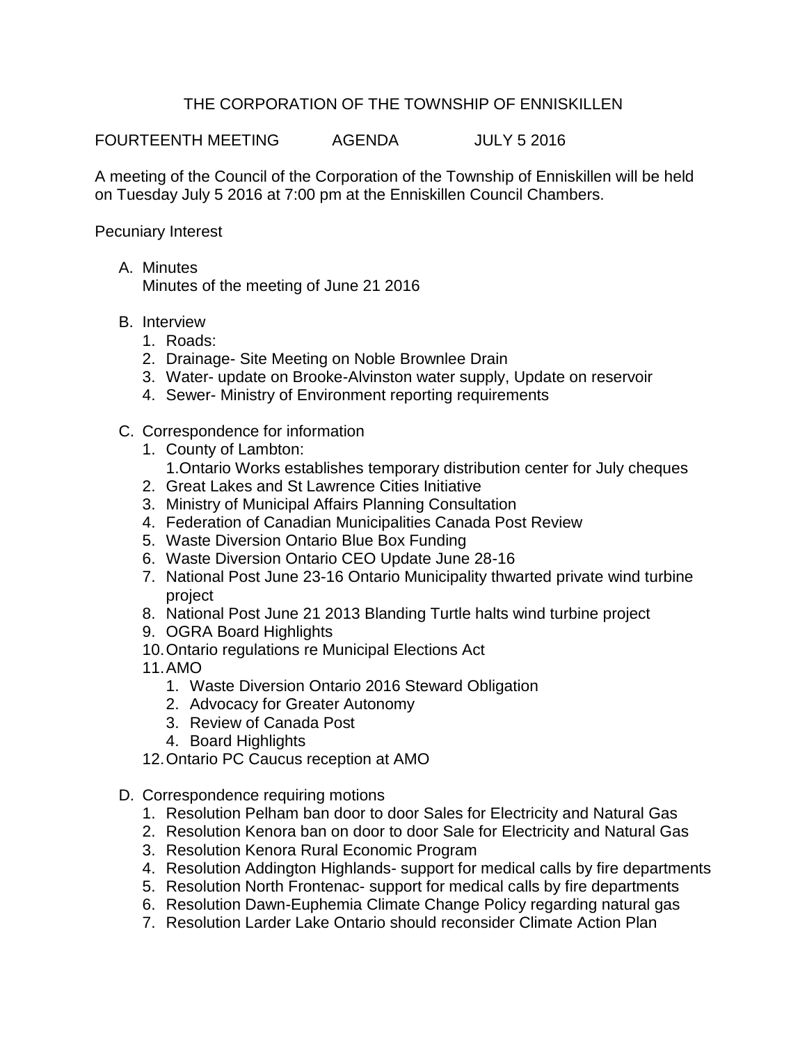# THE CORPORATION OF THE TOWNSHIP OF ENNISKILLEN

FOURTEENTH MEETING AGENDA JULY 5 2016

A meeting of the Council of the Corporation of the Township of Enniskillen will be held on Tuesday July 5 2016 at 7:00 pm at the Enniskillen Council Chambers.

Pecuniary Interest

A. Minutes
   Minutes of the meeting of June 21 2016

B. Interview
   1. Roads:
   2. Drainage- Site Meeting on Noble Brownlee Drain
   3. Water- update on Brooke-Alvinston water supply, Update on reservoir
   4. Sewer- Ministry of Environment reporting requirements

C. Correspondence for information
   1. County of Lambton:
      1.Ontario Works establishes temporary distribution center for July cheques
   2. Great Lakes and St Lawrence Cities Initiative
   3. Ministry of Municipal Affairs Planning Consultation
   4. Federation of Canadian Municipalities Canada Post Review
   5. Waste Diversion Ontario Blue Box Funding
   6. Waste Diversion Ontario CEO Update June 28-16
   7. National Post June 23-16 Ontario Municipality thwarted private wind turbine project
   8. National Post June 21 2013 Blanding Turtle halts wind turbine project
   9. OGRA Board Highlights
   10. Ontario regulations re Municipal Elections Act
   11. AMO
       1. Waste Diversion Ontario 2016 Steward Obligation
       2. Advocacy for Greater Autonomy
       3. Review of Canada Post
       4. Board Highlights
   12. Ontario PC Caucus reception at AMO

D. Correspondence requiring motions
   1. Resolution Pelham ban door to door Sales for Electricity and Natural Gas
   2. Resolution Kenora ban on door to door Sale for Electricity and Natural Gas
   3. Resolution Kenora Rural Economic Program
   4. Resolution Addington Highlands- support for medical calls by fire departments
   5. Resolution North Frontenac- support for medical calls by fire departments
   6. Resolution Dawn-Euphemia Climate Change Policy regarding natural gas
   7. Resolution Larder Lake Ontario should reconsider Climate Action Plan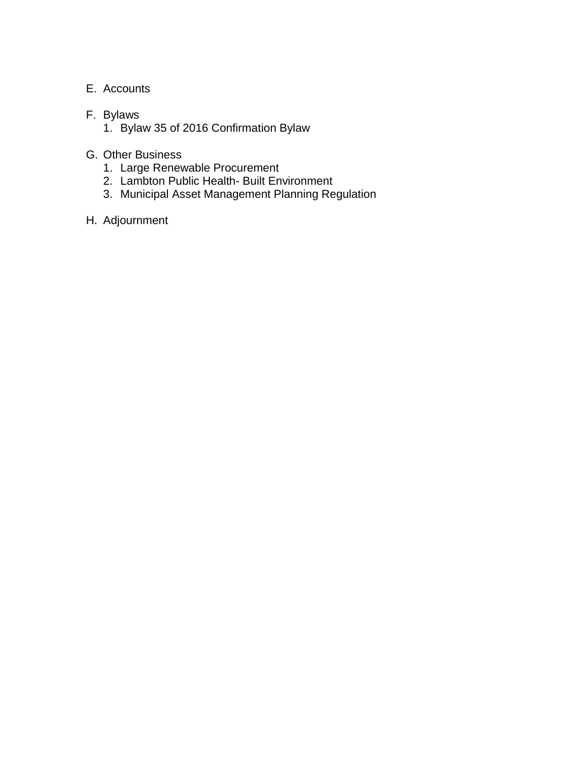E. Accounts

F. Bylaws
   1. Bylaw 35 of 2016 Confirmation Bylaw

G. Other Business
   1. Large Renewable Procurement
   2. Lambton Public Health- Built Environment
   3. Municipal Asset Management Planning Regulation

H. Adjournment